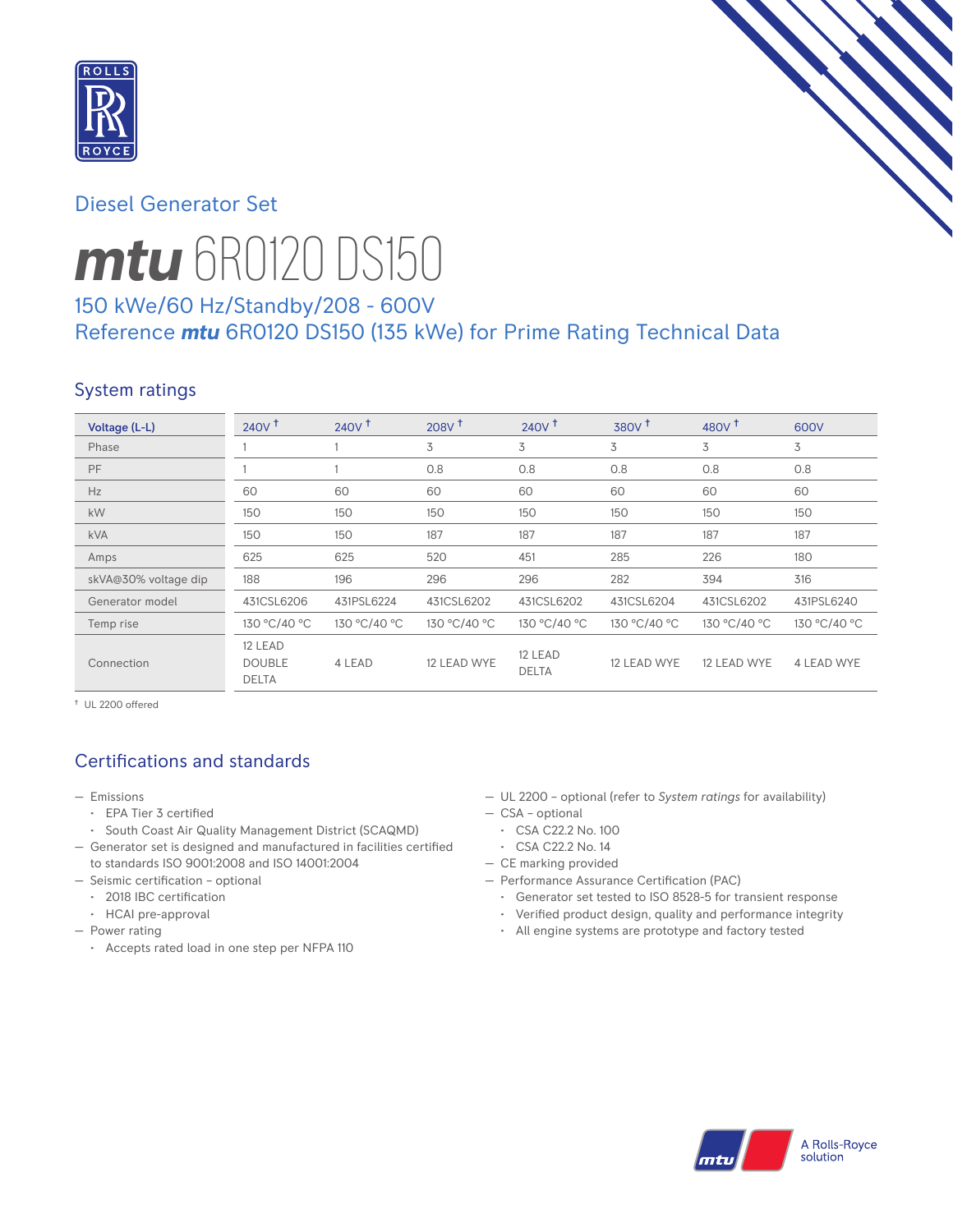## Diesel Generator Set

# mtu 6R0120 DS150

### 150 kWe/60 Hz/Standby/208 - 600V
### Reference mtu 6R0120 DS150 (135 kWe) for Prime Rating Technical Data

## System ratings

| Voltage (L-L) | 240V † | 240V † | 208V † | 240V † | 380V † | 480V † | 600V |
|---|---|---|---|---|---|---|---|
| Phase | 1 | 1 | 3 | 3 | 3 | 3 | 3 |
| PF | 1 | 1 | 0.8 | 0.8 | 0.8 | 0.8 | 0.8 |
| Hz | 60 | 60 | 60 | 60 | 60 | 60 | 60 |
| kW | 150 | 150 | 150 | 150 | 150 | 150 | 150 |
| kVA | 150 | 150 | 187 | 187 | 187 | 187 | 187 |
| Amps | 625 | 625 | 520 | 451 | 285 | 226 | 180 |
| skVA@30% voltage dip | 188 | 196 | 296 | 296 | 282 | 394 | 316 |
| Generator model | 431CSL6206 | 431PSL6224 | 431CSL6202 | 431CSL6202 | 431CSL6204 | 431CSL6202 | 431PSL6240 |
| Temp rise | 130 °C/40 °C | 130 °C/40 °C | 130 °C/40 °C | 130 °C/40 °C | 130 °C/40 °C | 130 °C/40 °C | 130 °C/40 °C |
| Connection | 12 LEAD DOUBLE DELTA | 4 LEAD | 12 LEAD WYE | 12 LEAD DELTA | 12 LEAD WYE | 12 LEAD WYE | 4 LEAD WYE |

† UL 2200 offered

## Certifications and standards

- Emissions
  - EPA Tier 3 certified
  - South Coast Air Quality Management District (SCAQMD)
- Generator set is designed and manufactured in facilities certified to standards ISO 9001:2008 and ISO 14001:2004
- Seismic certification – optional
  - 2018 IBC certification
  - HCAI pre-approval
- Power rating
  - Accepts rated load in one step per NFPA 110
- UL 2200 – optional (refer to *System ratings* for availability)
- CSA – optional
  - CSA C22.2 No. 100
  - CSA C22.2 No. 14
- CE marking provided
- Performance Assurance Certification (PAC)
  - Generator set tested to ISO 8528-5 for transient response
  - Verified product design, quality and performance integrity
  - All engine systems are prototype and factory tested

A Rolls-Royce solution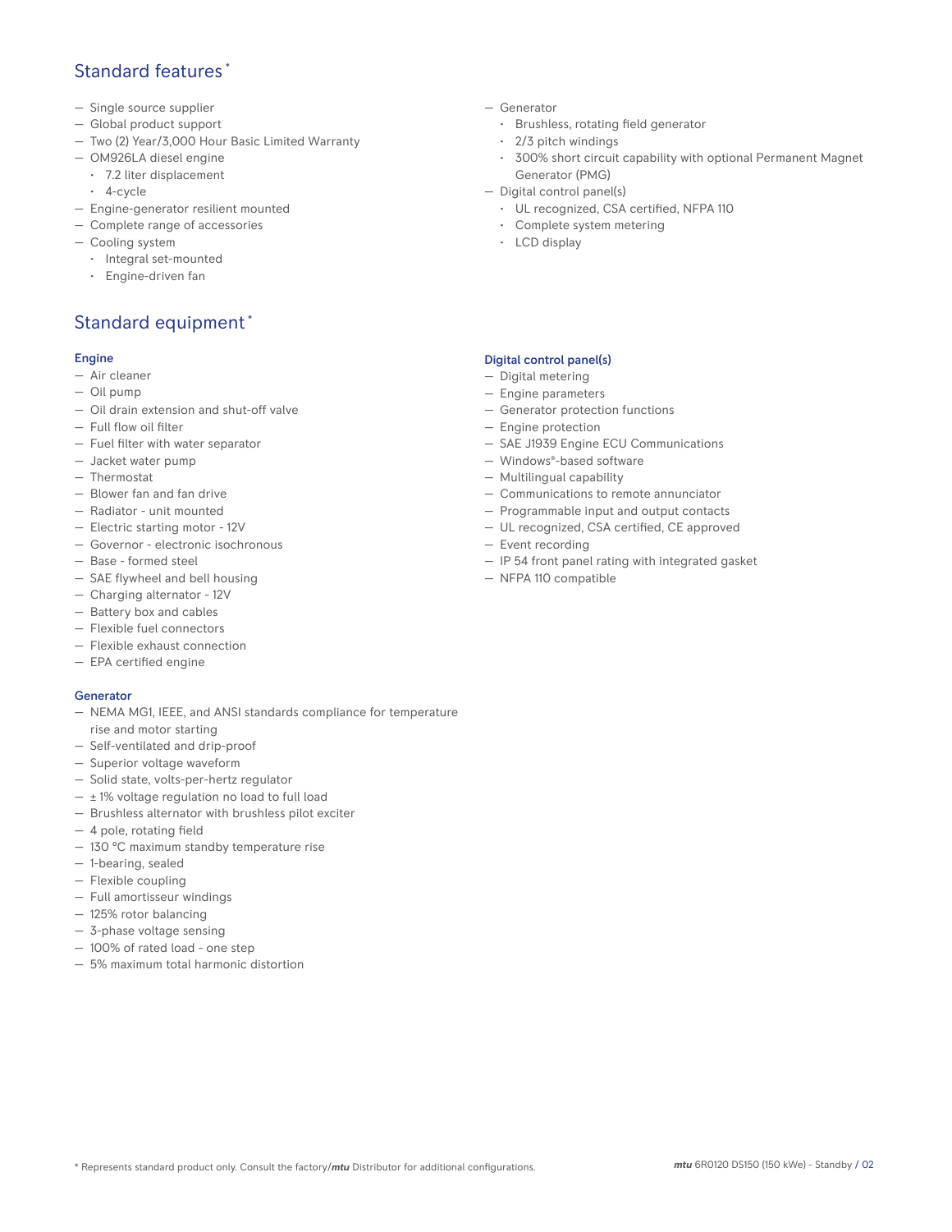## Standard features*

- Single source supplier
- Global product support
- Two (2) Year/3,000 Hour Basic Limited Warranty
- OM926LA diesel engine
  - 7.2 liter displacement
  - 4-cycle
- Engine-generator resilient mounted
- Complete range of accessories
- Cooling system
  - Integral set-mounted
  - Engine-driven fan
- Generator
  - Brushless, rotating field generator
  - 2/3 pitch windings
  - 300% short circuit capability with optional Permanent Magnet Generator (PMG)
- Digital control panel(s)
  - UL recognized, CSA certified, NFPA 110
  - Complete system metering
  - LCD display

## Standard equipment*

### Engine

- Air cleaner
- Oil pump
- Oil drain extension and shut-off valve
- Full flow oil filter
- Fuel filter with water separator
- Jacket water pump
- Thermostat
- Blower fan and fan drive
- Radiator - unit mounted
- Electric starting motor - 12V
- Governor - electronic isochronous
- Base - formed steel
- SAE flywheel and bell housing
- Charging alternator - 12V
- Battery box and cables
- Flexible fuel connectors
- Flexible exhaust connection
- EPA certified engine

### Generator

- NEMA MG1, IEEE, and ANSI standards compliance for temperature rise and motor starting
- Self-ventilated and drip-proof
- Superior voltage waveform
- Solid state, volts-per-hertz regulator
- ± 1% voltage regulation no load to full load
- Brushless alternator with brushless pilot exciter
- 4 pole, rotating field
- 130 °C maximum standby temperature rise
- 1-bearing, sealed
- Flexible coupling
- Full amortisseur windings
- 125% rotor balancing
- 3-phase voltage sensing
- 100% of rated load - one step
- 5% maximum total harmonic distortion

### Digital control panel(s)

- Digital metering
- Engine parameters
- Generator protection functions
- Engine protection
- SAE J1939 Engine ECU Communications
- Windows®-based software
- Multilingual capability
- Communications to remote annunciator
- Programmable input and output contacts
- UL recognized, CSA certified, CE approved
- Event recording
- IP 54 front panel rating with integrated gasket
- NFPA 110 compatible

* Represents standard product only. Consult the factory/*mtu* Distributor for additional configurations.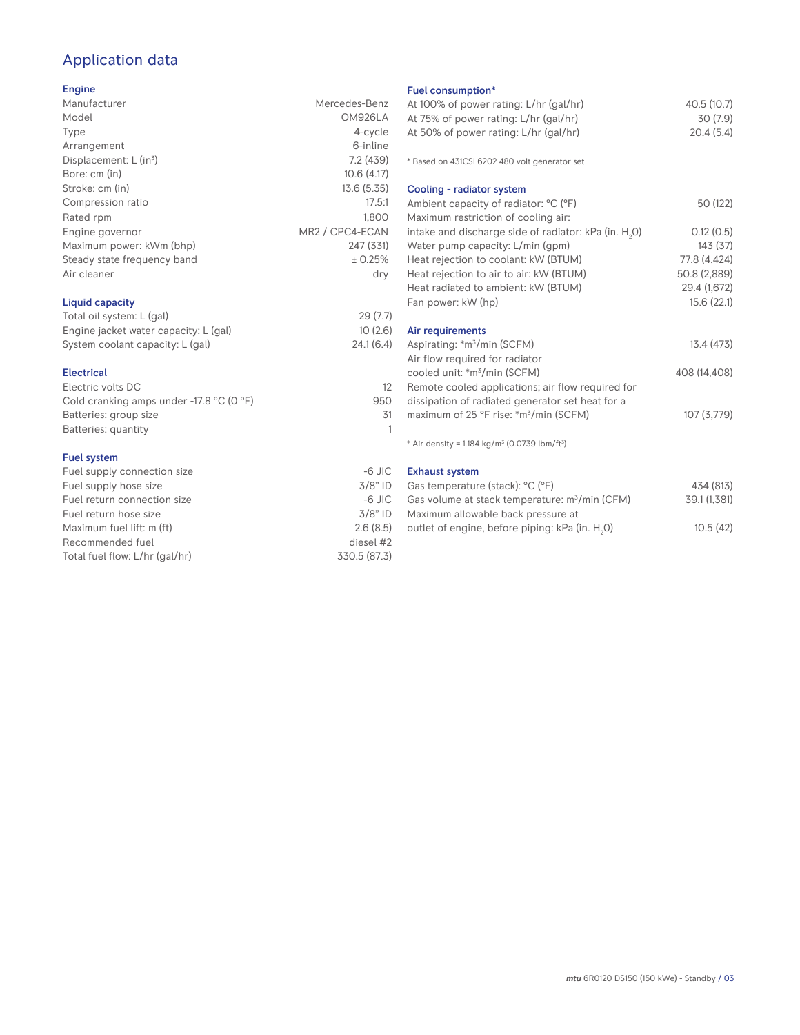# Application data

## Engine

| | |
|---|---|
| Manufacturer | Mercedes-Benz |
| Model | OM926LA |
| Type | 4-cycle |
| Arrangement | 6-inline |
| Displacement: L ($in^3$) | 7.2 (439) |
| Bore: cm (in) | 10.6 (4.17) |
| Stroke: cm (in) | 13.6 (5.35) |
| Compression ratio | 17.5:1 |
| Rated rpm | 1,800 |
| Engine governor | MR2 / CPC4-ECAN |
| Maximum power: kWm (bhp) | 247 (331) |
| Steady state frequency band | ± 0.25% |
| Air cleaner | dry |

## Liquid capacity

| | |
|---|---|
| Total oil system: L (gal) | 29 (7.7) |
| Engine jacket water capacity: L (gal) | 10 (2.6) |
| System coolant capacity: L (gal) | 24.1 (6.4) |

## Electrical

| | |
|---|---|
| Electric volts DC | 12 |
| Cold cranking amps under -17.8 °C (0 °F) | 950 |
| Batteries: group size | 31 |
| Batteries: quantity | 1 |

## Fuel system

| | |
|---|---|
| Fuel supply connection size | -6 JIC |
| Fuel supply hose size | 3/8" ID |
| Fuel return connection size | -6 JIC |
| Fuel return hose size | 3/8" ID |
| Maximum fuel lift: m (ft) | 2.6 (8.5) |
| Recommended fuel | diesel #2 |
| Total fuel flow: L/hr (gal/hr) | 330.5 (87.3) |

## Fuel consumption*

| | |
|---|---|
| At 100% of power rating: L/hr (gal/hr) | 40.5 (10.7) |
| At 75% of power rating: L/hr (gal/hr) | 30 (7.9) |
| At 50% of power rating: L/hr (gal/hr) | 20.4 (5.4) |

* Based on 431CSL6202 480 volt generator set

## Cooling - radiator system

| | |
|---|---|
| Ambient capacity of radiator: °C (°F) | 50 (122) |
| Maximum restriction of cooling air: intake and discharge side of radiator: kPa (in. $H_2O$) | 0.12 (0.5) |
| Water pump capacity: L/min (gpm) | 143 (37) |
| Heat rejection to coolant: kW (BTUM) | 77.8 (4,424) |
| Heat rejection to air to air: kW (BTUM) | 50.8 (2,889) |
| Heat radiated to ambient: kW (BTUM) | 29.4 (1,672) |
| Fan power: kW (hp) | 15.6 (22.1) |

## Air requirements

| | |
|---|---|
| Aspirating: *$m^3$/min (SCFM) | 13.4 (473) |
| Air flow required for radiator cooled unit: *$m^3$/min (SCFM) | 408 (14,408) |
| Remote cooled applications; air flow required for dissipation of radiated generator set heat for a maximum of 25 °F rise: *$m^3$/min (SCFM) | 107 (3,779) |

* Air density = 1.184 kg/$m^3$ (0.0739 lbm/$ft^3$)

## Exhaust system

| | |
|---|---|
| Gas temperature (stack): °C (°F) | 434 (813) |
| Gas volume at stack temperature: $m^3$/min (CFM) | 39.1 (1,381) |
| Maximum allowable back pressure at outlet of engine, before piping: kPa (in. $H_2O$) | 10.5 (42) |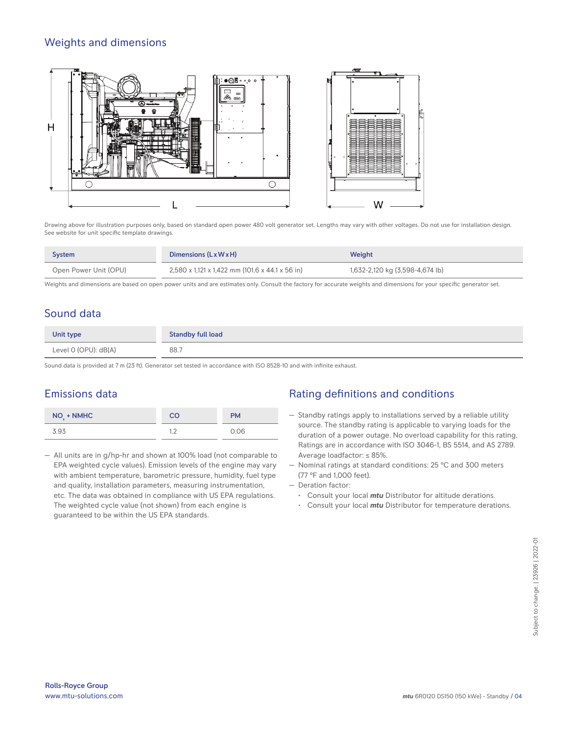## Weights and dimensions

H

L

W

Drawing above for illustration purposes only, based on standard open power 480 volt generator set. Lengths may vary with other voltages. Do not use for installation design. See website for unit specific template drawings.

| System | Dimensions (L x W x H) | Weight |
|---|---|---|
| Open Power Unit (OPU) | 2,580 x 1,121 x 1,422 mm (101.6 x 44.1 x 56 in) | 1,632-2,120 kg (3,598-4,674 lb) |

Weights and dimensions are based on open power units and are estimates only. Consult the factory for accurate weights and dimensions for your specific generator set.

## Sound data

| Unit type | Standby full load |
|---|---|
| Level 0 (OPU): dB(A) | 88.7 |

Sound data is provided at 7 m (23 ft). Generator set tested in accordance with ISO 8528-10 and with infinite exhaust.

## Emissions data

| $NO_x$ + NMHC | CO | PM |
|---|---|---|
| 3.93 | 1.2 | 0.06 |

- All units are in g/hp-hr and shown at 100% load (not comparable to EPA weighted cycle values). Emission levels of the engine may vary with ambient temperature, barometric pressure, humidity, fuel type and quality, installation parameters, measuring instrumentation, etc. The data was obtained in compliance with US EPA regulations. The weighted cycle value (not shown) from each engine is guaranteed to be within the US EPA standards.

## Rating definitions and conditions

- Standby ratings apply to installations served by a reliable utility source. The standby rating is applicable to varying loads for the duration of a power outage. No overload capability for this rating. Ratings are in accordance with ISO 3046-1, BS 5514, and AS 2789. Average loadfactor: ≤ 85%.
- Nominal ratings at standard conditions: 25 °C and 300 meters (77 °F and 1,000 feet).
- Deration factor:
  - Consult your local ***mtu*** Distributor for altitude derations.
  - Consult your local ***mtu*** Distributor for temperature derations.

Subject to change. | 23926 | 2022-01

**Rolls-Royce Group**
www.mtu-solutions.com